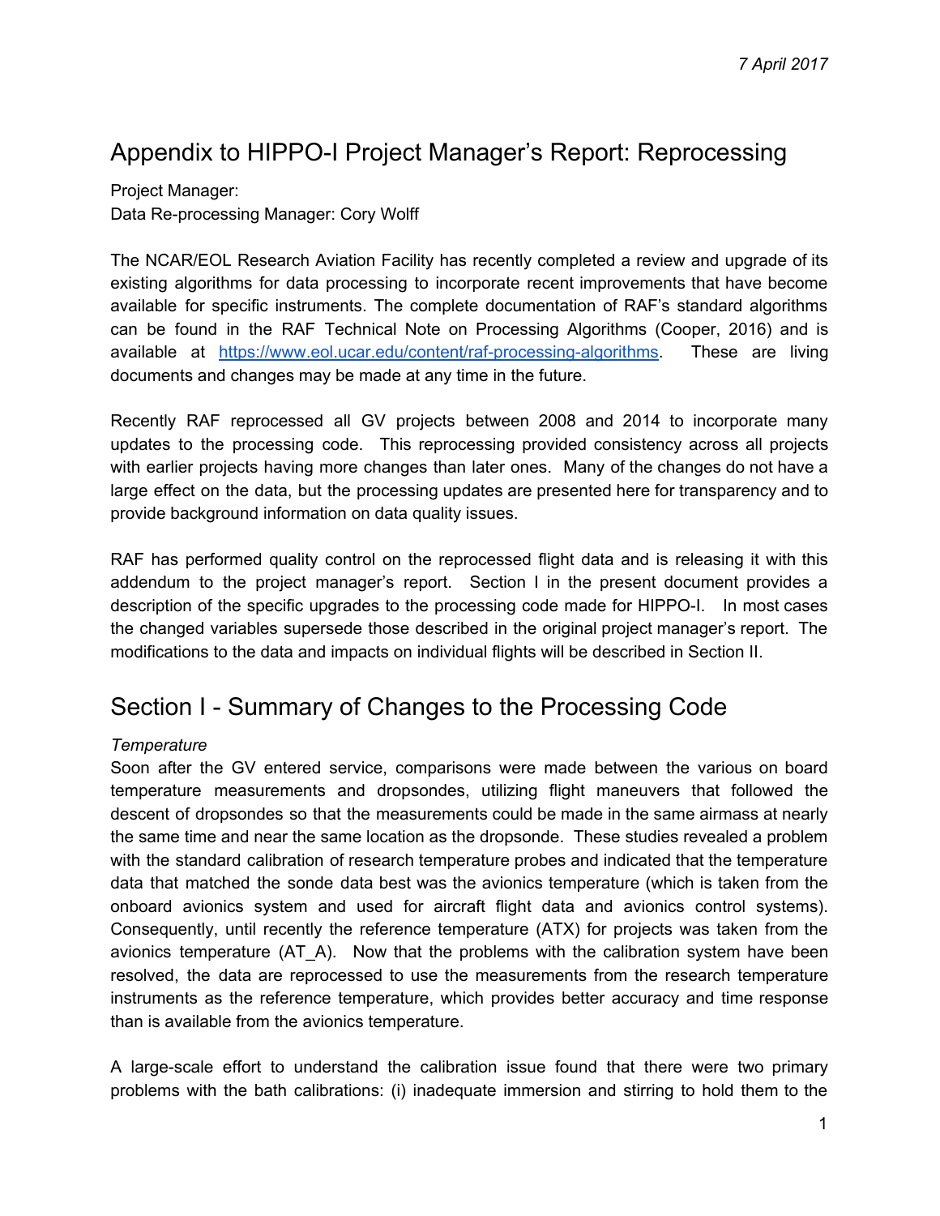*7 April 2017*

# Appendix to HIPPO-I Project Manager's Report: Reprocessing

Project Manager:
Data Re-processing Manager: Cory Wolff

The NCAR/EOL Research Aviation Facility has recently completed a review and upgrade of its existing algorithms for data processing to incorporate recent improvements that have become available for specific instruments. The complete documentation of RAF's standard algorithms can be found in the RAF Technical Note on Processing Algorithms (Cooper, 2016) and is available at [https://www.eol.ucar.edu/content/raf-processing-algorithms](https://www.eol.ucar.edu/content/raf-processing-algorithms). These are living documents and changes may be made at any time in the future.

Recently RAF reprocessed all GV projects between 2008 and 2014 to incorporate many updates to the processing code. This reprocessing provided consistency across all projects with earlier projects having more changes than later ones. Many of the changes do not have a large effect on the data, but the processing updates are presented here for transparency and to provide background information on data quality issues.

RAF has performed quality control on the reprocessed flight data and is releasing it with this addendum to the project manager's report. Section I in the present document provides a description of the specific upgrades to the processing code made for HIPPO-I. In most cases the changed variables supersede those described in the original project manager's report. The modifications to the data and impacts on individual flights will be described in Section II.

# Section I - Summary of Changes to the Processing Code

*Temperature*

Soon after the GV entered service, comparisons were made between the various on board temperature measurements and dropsondes, utilizing flight maneuvers that followed the descent of dropsondes so that the measurements could be made in the same airmass at nearly the same time and near the same location as the dropsonde. These studies revealed a problem with the standard calibration of research temperature probes and indicated that the temperature data that matched the sonde data best was the avionics temperature (which is taken from the onboard avionics system and used for aircraft flight data and avionics control systems). Consequently, until recently the reference temperature (ATX) for projects was taken from the avionics temperature (AT_A). Now that the problems with the calibration system have been resolved, the data are reprocessed to use the measurements from the research temperature instruments as the reference temperature, which provides better accuracy and time response than is available from the avionics temperature.

A large-scale effort to understand the calibration issue found that there were two primary problems with the bath calibrations: (i) inadequate immersion and stirring to hold them to the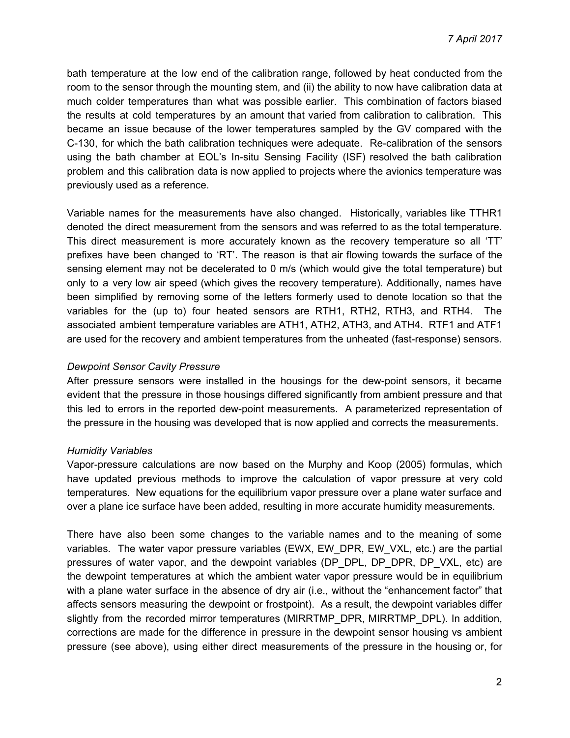bath temperature at the low end of the calibration range, followed by heat conducted from the room to the sensor through the mounting stem, and (ii) the ability to now have calibration data at much colder temperatures than what was possible earlier. This combination of factors biased the results at cold temperatures by an amount that varied from calibration to calibration. This became an issue because of the lower temperatures sampled by the GV compared with the C-130, for which the bath calibration techniques were adequate. Re-calibration of the sensors using the bath chamber at EOL's In-situ Sensing Facility (ISF) resolved the bath calibration problem and this calibration data is now applied to projects where the avionics temperature was previously used as a reference.

Variable names for the measurements have also changed. Historically, variables like TTHR1 denoted the direct measurement from the sensors and was referred to as the total temperature. This direct measurement is more accurately known as the recovery temperature so all 'TT' prefixes have been changed to 'RT'. The reason is that air flowing towards the surface of the sensing element may not be decelerated to 0 m/s (which would give the total temperature) but only to a very low air speed (which gives the recovery temperature). Additionally, names have been simplified by removing some of the letters formerly used to denote location so that the variables for the (up to) four heated sensors are RTH1, RTH2, RTH3, and RTH4. The associated ambient temperature variables are ATH1, ATH2, ATH3, and ATH4. RTF1 and ATF1 are used for the recovery and ambient temperatures from the unheated (fast-response) sensors.

*Dewpoint Sensor Cavity Pressure*

After pressure sensors were installed in the housings for the dew-point sensors, it became evident that the pressure in those housings differed significantly from ambient pressure and that this led to errors in the reported dew-point measurements. A parameterized representation of the pressure in the housing was developed that is now applied and corrects the measurements.

*Humidity Variables*

Vapor-pressure calculations are now based on the Murphy and Koop (2005) formulas, which have updated previous methods to improve the calculation of vapor pressure at very cold temperatures. New equations for the equilibrium vapor pressure over a plane water surface and over a plane ice surface have been added, resulting in more accurate humidity measurements.

There have also been some changes to the variable names and to the meaning of some variables. The water vapor pressure variables (EWX, EW_DPR, EW_VXL, etc.) are the partial pressures of water vapor, and the dewpoint variables (DP_DPL, DP_DPR, DP_VXL, etc) are the dewpoint temperatures at which the ambient water vapor pressure would be in equilibrium with a plane water surface in the absence of dry air (i.e., without the "enhancement factor" that affects sensors measuring the dewpoint or frostpoint). As a result, the dewpoint variables differ slightly from the recorded mirror temperatures (MIRRTMP_DPR, MIRRTMP_DPL). In addition, corrections are made for the difference in pressure in the dewpoint sensor housing vs ambient pressure (see above), using either direct measurements of the pressure in the housing or, for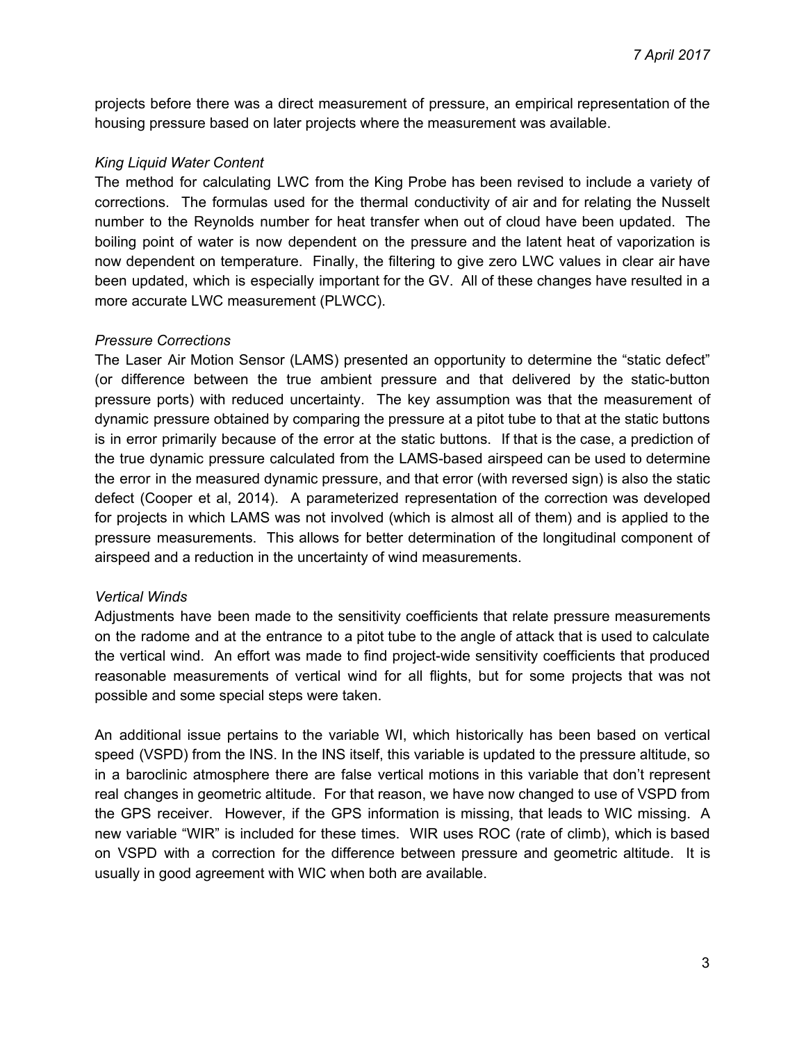projects before there was a direct measurement of pressure, an empirical representation of the housing pressure based on later projects where the measurement was available.

*King Liquid Water Content*

The method for calculating LWC from the King Probe has been revised to include a variety of corrections. The formulas used for the thermal conductivity of air and for relating the Nusselt number to the Reynolds number for heat transfer when out of cloud have been updated. The boiling point of water is now dependent on the pressure and the latent heat of vaporization is now dependent on temperature. Finally, the filtering to give zero LWC values in clear air have been updated, which is especially important for the GV. All of these changes have resulted in a more accurate LWC measurement (PLWCC).

*Pressure Corrections*

The Laser Air Motion Sensor (LAMS) presented an opportunity to determine the "static defect" (or difference between the true ambient pressure and that delivered by the static-button pressure ports) with reduced uncertainty. The key assumption was that the measurement of dynamic pressure obtained by comparing the pressure at a pitot tube to that at the static buttons is in error primarily because of the error at the static buttons. If that is the case, a prediction of the true dynamic pressure calculated from the LAMS-based airspeed can be used to determine the error in the measured dynamic pressure, and that error (with reversed sign) is also the static defect (Cooper et al, 2014). A parameterized representation of the correction was developed for projects in which LAMS was not involved (which is almost all of them) and is applied to the pressure measurements. This allows for better determination of the longitudinal component of airspeed and a reduction in the uncertainty of wind measurements.

*Vertical Winds*

Adjustments have been made to the sensitivity coefficients that relate pressure measurements on the radome and at the entrance to a pitot tube to the angle of attack that is used to calculate the vertical wind. An effort was made to find project-wide sensitivity coefficients that produced reasonable measurements of vertical wind for all flights, but for some projects that was not possible and some special steps were taken.

An additional issue pertains to the variable WI, which historically has been based on vertical speed (VSPD) from the INS. In the INS itself, this variable is updated to the pressure altitude, so in a baroclinic atmosphere there are false vertical motions in this variable that don't represent real changes in geometric altitude. For that reason, we have now changed to use of VSPD from the GPS receiver. However, if the GPS information is missing, that leads to WIC missing. A new variable "WIR" is included for these times. WIR uses ROC (rate of climb), which is based on VSPD with a correction for the difference between pressure and geometric altitude. It is usually in good agreement with WIC when both are available.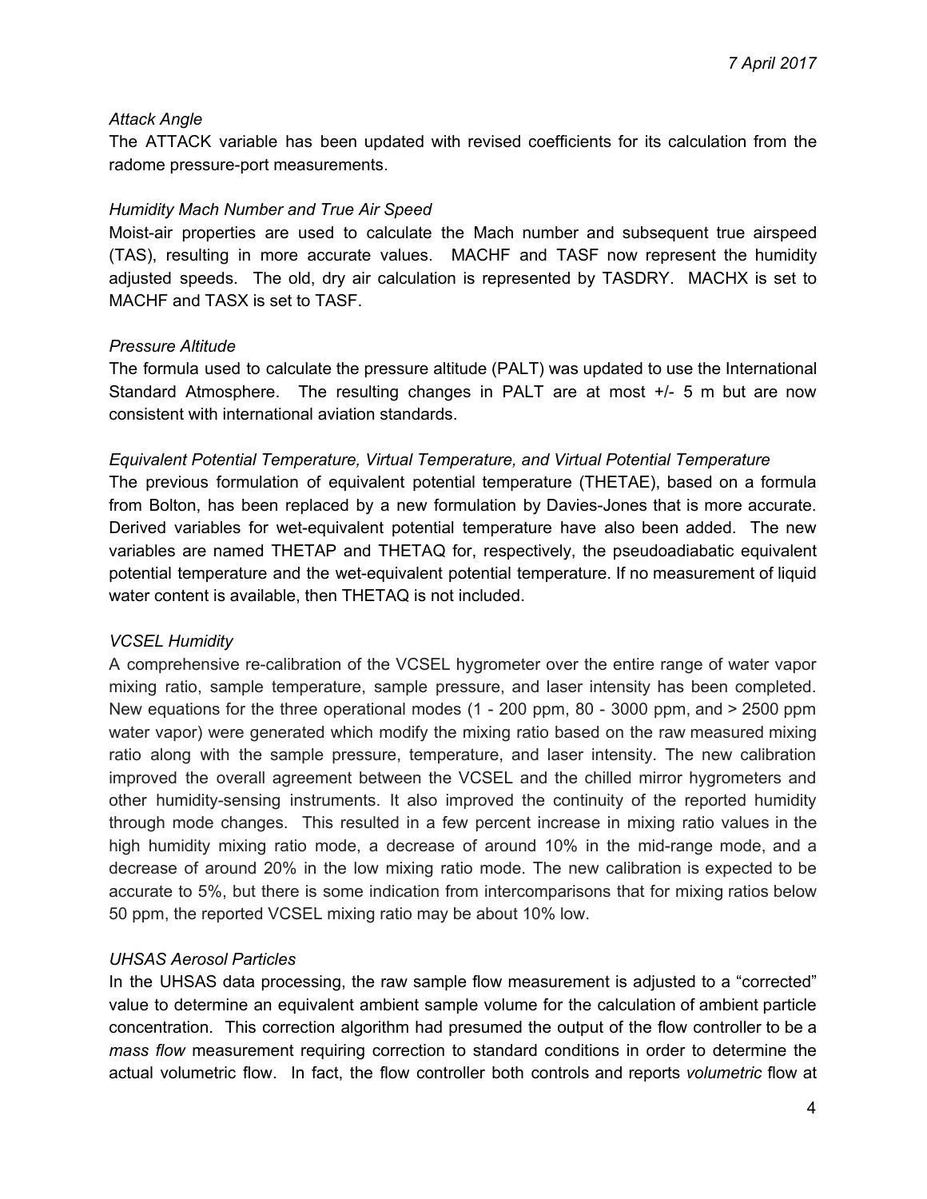*Attack Angle*

The ATTACK variable has been updated with revised coefficients for its calculation from the radome pressure-port measurements.

*Humidity Mach Number and True Air Speed*

Moist-air properties are used to calculate the Mach number and subsequent true airspeed (TAS), resulting in more accurate values. MACHF and TASF now represent the humidity adjusted speeds. The old, dry air calculation is represented by TASDRY. MACHX is set to MACHF and TASX is set to TASF.

*Pressure Altitude*

The formula used to calculate the pressure altitude (PALT) was updated to use the International Standard Atmosphere. The resulting changes in PALT are at most +/- 5 m but are now consistent with international aviation standards.

*Equivalent Potential Temperature, Virtual Temperature, and Virtual Potential Temperature*

The previous formulation of equivalent potential temperature (THETAE), based on a formula from Bolton, has been replaced by a new formulation by Davies-Jones that is more accurate. Derived variables for wet-equivalent potential temperature have also been added. The new variables are named THETAP and THETAQ for, respectively, the pseudoadiabatic equivalent potential temperature and the wet-equivalent potential temperature. If no measurement of liquid water content is available, then THETAQ is not included.

*VCSEL Humidity*

A comprehensive re-calibration of the VCSEL hygrometer over the entire range of water vapor mixing ratio, sample temperature, sample pressure, and laser intensity has been completed. New equations for the three operational modes (1 - 200 ppm, 80 - 3000 ppm, and > 2500 ppm water vapor) were generated which modify the mixing ratio based on the raw measured mixing ratio along with the sample pressure, temperature, and laser intensity. The new calibration improved the overall agreement between the VCSEL and the chilled mirror hygrometers and other humidity-sensing instruments. It also improved the continuity of the reported humidity through mode changes. This resulted in a few percent increase in mixing ratio values in the high humidity mixing ratio mode, a decrease of around 10% in the mid-range mode, and a decrease of around 20% in the low mixing ratio mode. The new calibration is expected to be accurate to 5%, but there is some indication from intercomparisons that for mixing ratios below 50 ppm, the reported VCSEL mixing ratio may be about 10% low.

*UHSAS Aerosol Particles*

In the UHSAS data processing, the raw sample flow measurement is adjusted to a "corrected" value to determine an equivalent ambient sample volume for the calculation of ambient particle concentration. This correction algorithm had presumed the output of the flow controller to be a *mass flow* measurement requiring correction to standard conditions in order to determine the actual volumetric flow. In fact, the flow controller both controls and reports *volumetric* flow at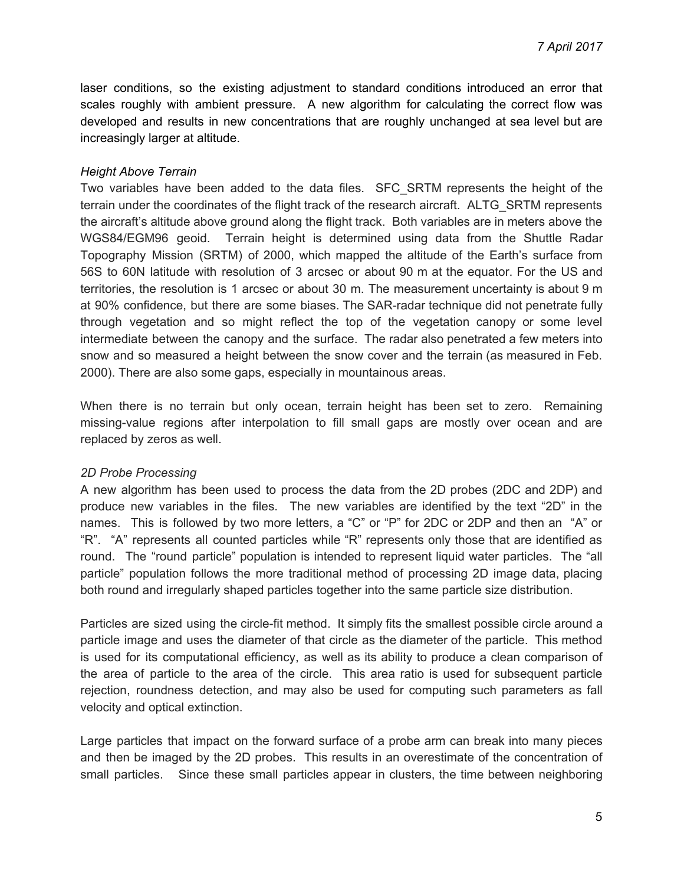laser conditions, so the existing adjustment to standard conditions introduced an error that scales roughly with ambient pressure. A new algorithm for calculating the correct flow was developed and results in new concentrations that are roughly unchanged at sea level but are increasingly larger at altitude.

*Height Above Terrain*

Two variables have been added to the data files. SFC_SRTM represents the height of the terrain under the coordinates of the flight track of the research aircraft. ALTG_SRTM represents the aircraft's altitude above ground along the flight track. Both variables are in meters above the WGS84/EGM96 geoid. Terrain height is determined using data from the Shuttle Radar Topography Mission (SRTM) of 2000, which mapped the altitude of the Earth's surface from 56S to 60N latitude with resolution of 3 arcsec or about 90 m at the equator. For the US and territories, the resolution is 1 arcsec or about 30 m. The measurement uncertainty is about 9 m at 90% confidence, but there are some biases. The SAR-radar technique did not penetrate fully through vegetation and so might reflect the top of the vegetation canopy or some level intermediate between the canopy and the surface. The radar also penetrated a few meters into snow and so measured a height between the snow cover and the terrain (as measured in Feb. 2000). There are also some gaps, especially in mountainous areas.

When there is no terrain but only ocean, terrain height has been set to zero. Remaining missing-value regions after interpolation to fill small gaps are mostly over ocean and are replaced by zeros as well.

*2D Probe Processing*

A new algorithm has been used to process the data from the 2D probes (2DC and 2DP) and produce new variables in the files. The new variables are identified by the text "2D" in the names. This is followed by two more letters, a "C" or "P" for 2DC or 2DP and then an "A" or "R". "A" represents all counted particles while "R" represents only those that are identified as round. The "round particle" population is intended to represent liquid water particles. The "all particle" population follows the more traditional method of processing 2D image data, placing both round and irregularly shaped particles together into the same particle size distribution.

Particles are sized using the circle-fit method. It simply fits the smallest possible circle around a particle image and uses the diameter of that circle as the diameter of the particle. This method is used for its computational efficiency, as well as its ability to produce a clean comparison of the area of particle to the area of the circle. This area ratio is used for subsequent particle rejection, roundness detection, and may also be used for computing such parameters as fall velocity and optical extinction.

Large particles that impact on the forward surface of a probe arm can break into many pieces and then be imaged by the 2D probes. This results in an overestimate of the concentration of small particles. Since these small particles appear in clusters, the time between neighboring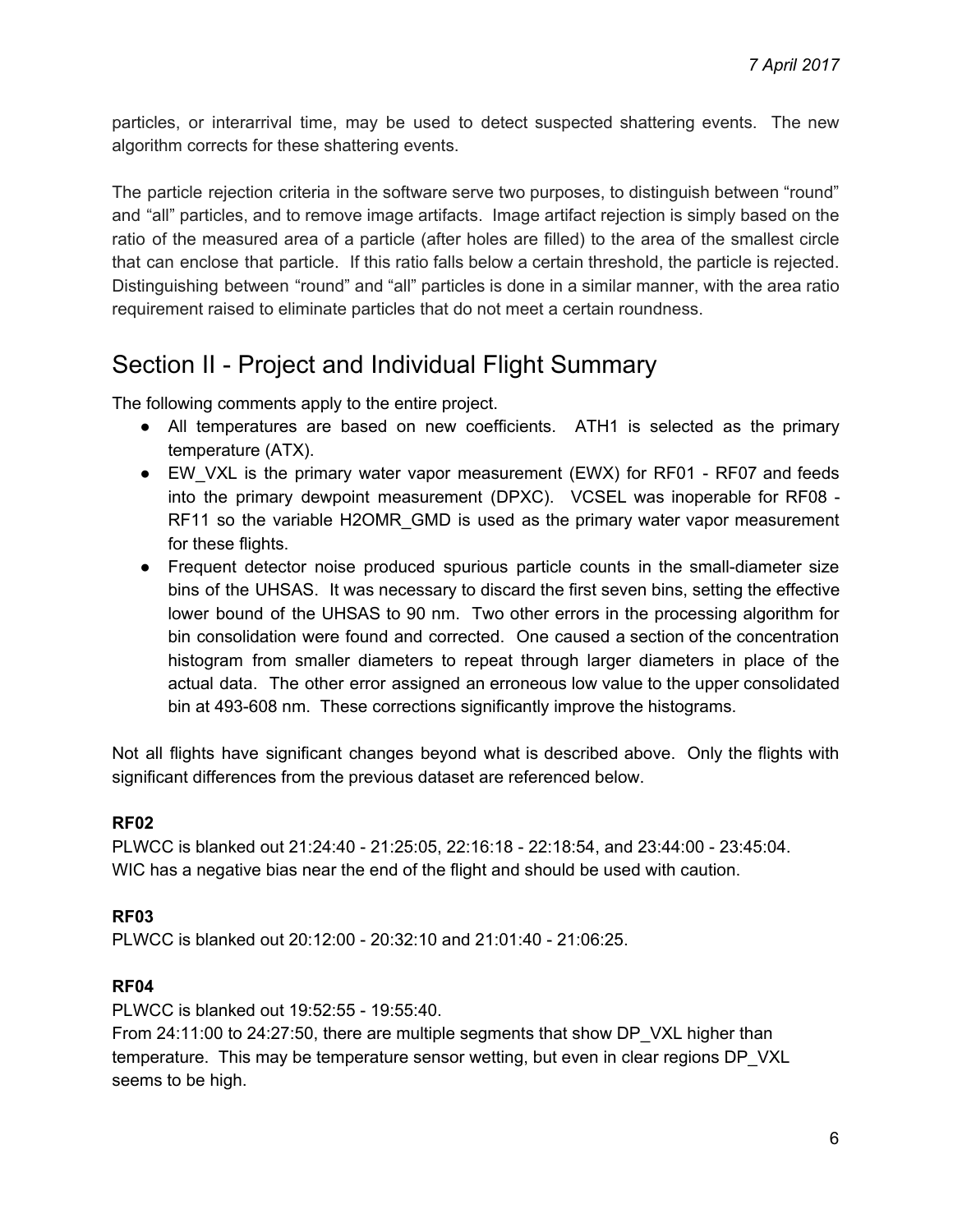particles, or interarrival time, may be used to detect suspected shattering events. The new algorithm corrects for these shattering events.

The particle rejection criteria in the software serve two purposes, to distinguish between "round" and "all" particles, and to remove image artifacts. Image artifact rejection is simply based on the ratio of the measured area of a particle (after holes are filled) to the area of the smallest circle that can enclose that particle. If this ratio falls below a certain threshold, the particle is rejected. Distinguishing between "round" and "all" particles is done in a similar manner, with the area ratio requirement raised to eliminate particles that do not meet a certain roundness.

## Section II - Project and Individual Flight Summary

The following comments apply to the entire project.

- All temperatures are based on new coefficients. ATH1 is selected as the primary temperature (ATX).
- EW_VXL is the primary water vapor measurement (EWX) for RF01 - RF07 and feeds into the primary dewpoint measurement (DPXC). VCSEL was inoperable for RF08 - RF11 so the variable H2OMR_GMD is used as the primary water vapor measurement for these flights.
- Frequent detector noise produced spurious particle counts in the small-diameter size bins of the UHSAS. It was necessary to discard the first seven bins, setting the effective lower bound of the UHSAS to 90 nm. Two other errors in the processing algorithm for bin consolidation were found and corrected. One caused a section of the concentration histogram from smaller diameters to repeat through larger diameters in place of the actual data. The other error assigned an erroneous low value to the upper consolidated bin at 493-608 nm. These corrections significantly improve the histograms.

Not all flights have significant changes beyond what is described above. Only the flights with significant differences from the previous dataset are referenced below.

**RF02**

PLWCC is blanked out 21:24:40 - 21:25:05, 22:16:18 - 22:18:54, and 23:44:00 - 23:45:04.
WIC has a negative bias near the end of the flight and should be used with caution.

**RF03**

PLWCC is blanked out 20:12:00 - 20:32:10 and 21:01:40 - 21:06:25.

**RF04**

PLWCC is blanked out 19:52:55 - 19:55:40.
From 24:11:00 to 24:27:50, there are multiple segments that show DP_VXL higher than temperature. This may be temperature sensor wetting, but even in clear regions DP_VXL seems to be high.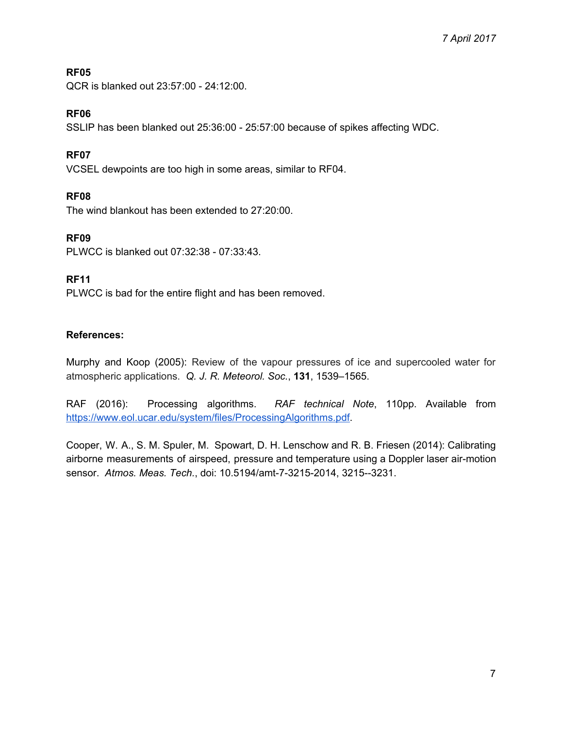**RF05**
QCR is blanked out 23:57:00 - 24:12:00.

**RF06**
SSLIP has been blanked out 25:36:00 - 25:57:00 because of spikes affecting WDC.

**RF07**
VCSEL dewpoints are too high in some areas, similar to RF04.

**RF08**
The wind blankout has been extended to 27:20:00.

**RF09**
PLWCC is blanked out 07:32:38 - 07:33:43.

**RF11**
PLWCC is bad for the entire flight and has been removed.

**References:**

Murphy and Koop (2005): Review of the vapour pressures of ice and supercooled water for atmospheric applications. *Q. J. R. Meteorol. Soc.*, **131**, 1539–1565.

RAF (2016): Processing algorithms. *RAF technical Note*, 110pp. Available from https://www.eol.ucar.edu/system/files/ProcessingAlgorithms.pdf.

Cooper, W. A., S. M. Spuler, M. Spowart, D. H. Lenschow and R. B. Friesen (2014): Calibrating airborne measurements of airspeed, pressure and temperature using a Doppler laser air-motion sensor. *Atmos. Meas. Tech.*, doi: 10.5194/amt-7-3215-2014, 3215--3231.